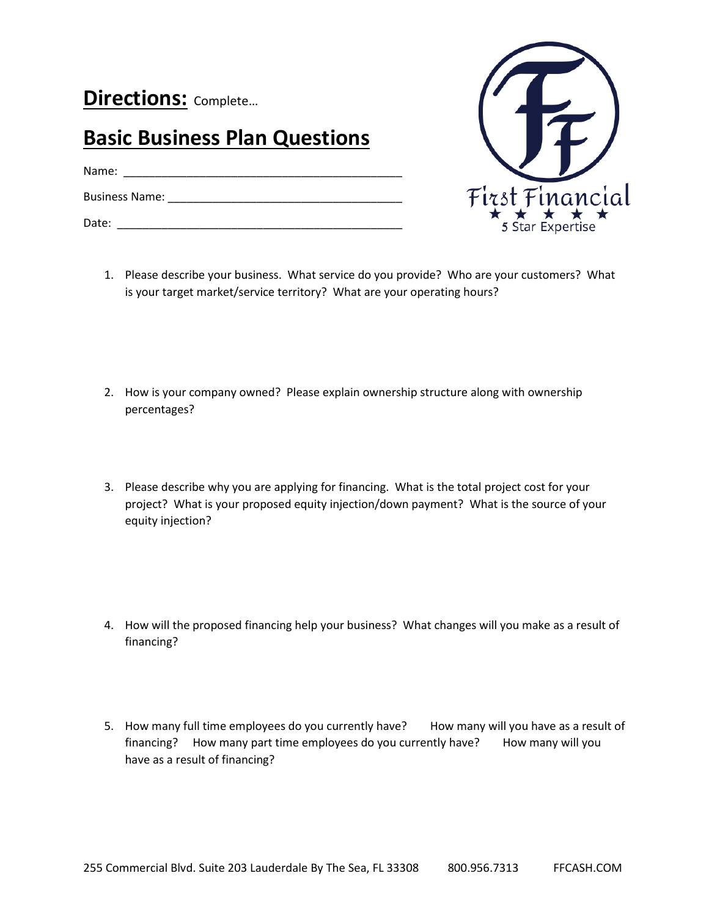**Directions:** Complete…

## Basic Business Plan Questions

Name: ___________________________________________

Business Name: ___________________________________

Date: ____________________________________________

First Financial
★ ★ ★ ★ ★
5 Star Expertise

1. Please describe your business. What service do you provide? Who are your customers? What is your target market/service territory? What are your operating hours?

2. How is your company owned? Please explain ownership structure along with ownership percentages?

3. Please describe why you are applying for financing. What is the total project cost for your project? What is your proposed equity injection/down payment? What is the source of your equity injection?

4. How will the proposed financing help your business? What changes will you make as a result of financing?

5. How many full time employees do you currently have? How many will you have as a result of financing? How many part time employees do you currently have? How many will you have as a result of financing?

255 Commercial Blvd. Suite 203 Lauderdale By The Sea, FL 33308 800.956.7313 FFCASH.COM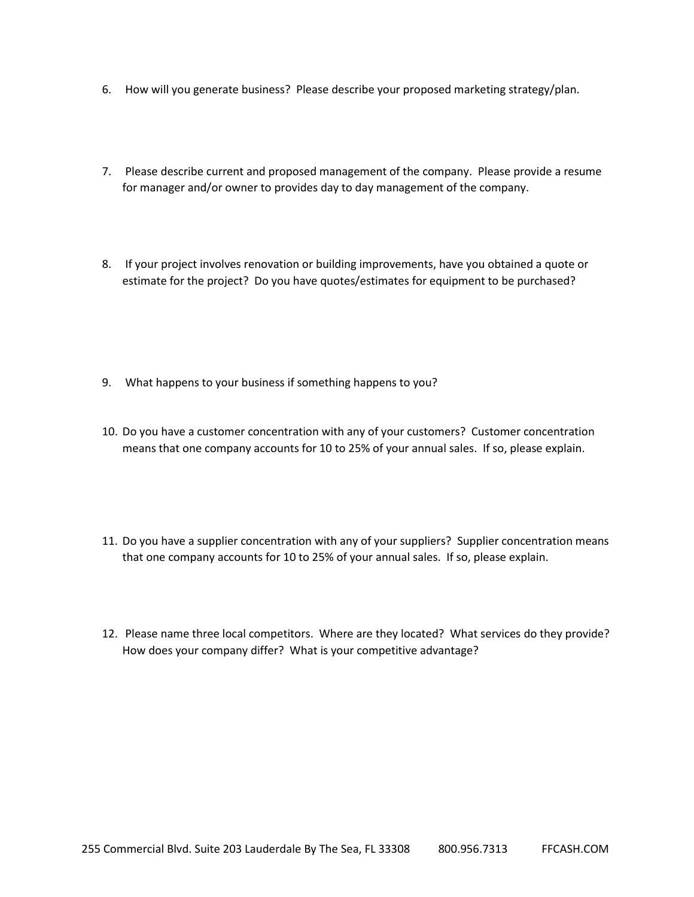6. How will you generate business? Please describe your proposed marketing strategy/plan.

7. Please describe current and proposed management of the company. Please provide a resume for manager and/or owner to provides day to day management of the company.

8. If your project involves renovation or building improvements, have you obtained a quote or estimate for the project? Do you have quotes/estimates for equipment to be purchased?

9. What happens to your business if something happens to you?

10. Do you have a customer concentration with any of your customers? Customer concentration means that one company accounts for 10 to 25% of your annual sales. If so, please explain.

11. Do you have a supplier concentration with any of your suppliers? Supplier concentration means that one company accounts for 10 to 25% of your annual sales. If so, please explain.

12. Please name three local competitors. Where are they located? What services do they provide? How does your company differ? What is your competitive advantage?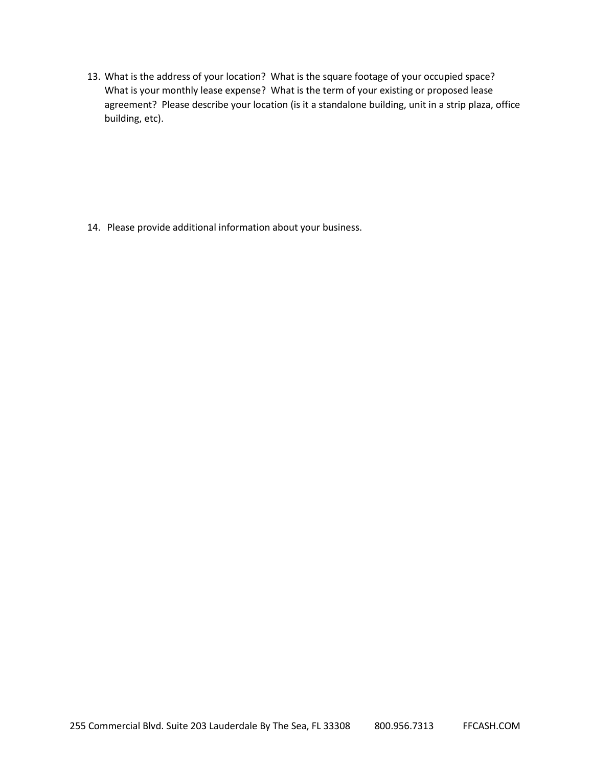13. What is the address of your location? What is the square footage of your occupied space? What is your monthly lease expense? What is the term of your existing or proposed lease agreement? Please describe your location (is it a standalone building, unit in a strip plaza, office building, etc).

14. Please provide additional information about your business.